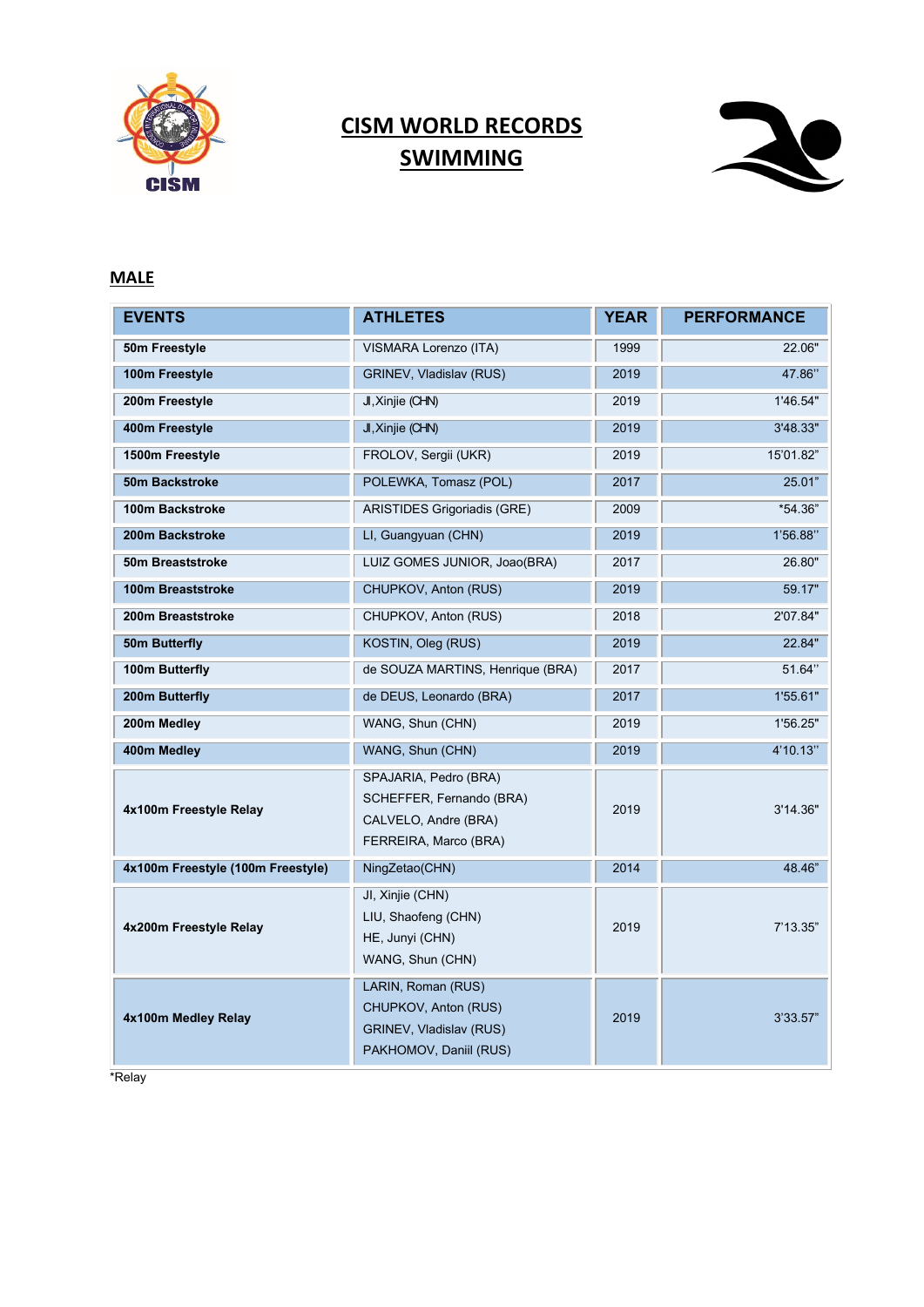# CISM WORLD RECORDS
# SWIMMING

## MALE

| EVENTS | ATHLETES | YEAR | PERFORMANCE |
|---|---|---|---|
| 50m Freestyle | VISMARA Lorenzo (ITA) | 1999 | 22.06" |
| 100m Freestyle | GRINEV, Vladislav (RUS) | 2019 | 47.86'' |
| 200m Freestyle | JI,Xinjie (CHN) | 2019 | 1'46.54" |
| 400m Freestyle | JI,Xinjie (CHN) | 2019 | 3'48.33" |
| 1500m Freestyle | FROLOV, Sergii (UKR) | 2019 | 15'01.82" |
| 50m Backstroke | POLEWKA, Tomasz (POL) | 2017 | 25.01" |
| 100m Backstroke | ARISTIDES Grigoriadis (GRE) | 2009 | *54.36" |
| 200m Backstroke | LI, Guangyuan (CHN) | 2019 | 1'56.88'' |
| 50m Breaststroke | LUIZ GOMES JUNIOR, Joao(BRA) | 2017 | 26.80" |
| 100m Breaststroke | CHUPKOV, Anton (RUS) | 2019 | 59.17" |
| 200m Breaststroke | CHUPKOV, Anton (RUS) | 2018 | 2'07.84" |
| 50m Butterfly | KOSTIN, Oleg (RUS) | 2019 | 22.84" |
| 100m Butterfly | de SOUZA MARTINS, Henrique (BRA) | 2017 | 51.64'' |
| 200m Butterfly | de DEUS, Leonardo (BRA) | 2017 | 1'55.61" |
| 200m Medley | WANG, Shun (CHN) | 2019 | 1'56.25" |
| 400m Medley | WANG, Shun (CHN) | 2019 | 4'10.13'' |
| 4x100m Freestyle Relay | SPAJARIA, Pedro (BRA)<br>SCHEFFER, Fernando (BRA)<br>CALVELO, Andre (BRA)<br>FERREIRA, Marco (BRA) | 2019 | 3'14.36" |
| 4x100m Freestyle (100m Freestyle) | NingZetao(CHN) | 2014 | 48.46" |
| 4x200m Freestyle Relay | JI, Xinjie (CHN)<br>LIU, Shaofeng (CHN)<br>HE, Junyi (CHN)<br>WANG, Shun (CHN) | 2019 | 7'13.35" |
| 4x100m Medley Relay | LARIN, Roman (RUS)<br>CHUPKOV, Anton (RUS)<br>GRINEV, Vladislav (RUS)<br>PAKHOMOV, Daniil (RUS) | 2019 | 3'33.57" |

*Relay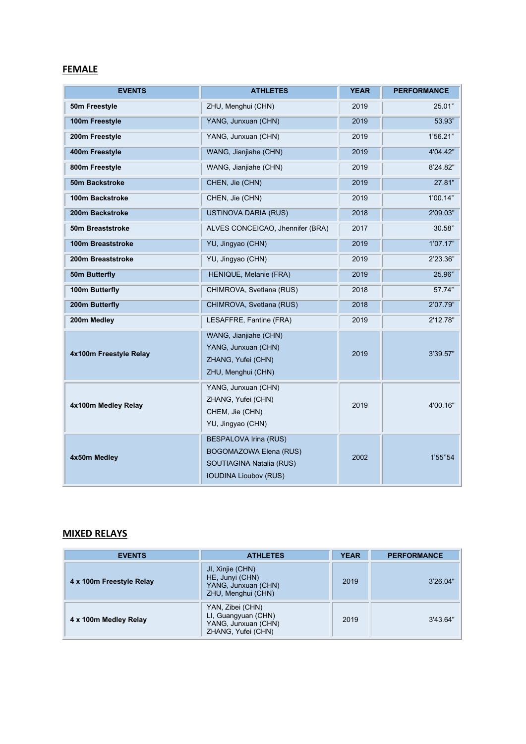## FEMALE

| EVENTS | ATHLETES | YEAR | PERFORMANCE |
|---|---|---|---|
| 50m Freestyle | ZHU, Menghui (CHN) | 2019 | 25.01'' |
| 100m Freestyle | YANG, Junxuan (CHN) | 2019 | 53.93" |
| 200m Freestyle | YANG, Junxuan (CHN) | 2019 | 1'56.21'' |
| 400m Freestyle | WANG, Jianjiahe (CHN) | 2019 | 4'04.42" |
| 800m Freestyle | WANG, Jianjiahe (CHN) | 2019 | 8'24.82" |
| 50m Backstroke | CHEN, Jie (CHN) | 2019 | 27.81" |
| 100m Backstroke | CHEN, Jie (CHN) | 2019 | 1'00.14'' |
| 200m Backstroke | USTINOVA DARIA (RUS) | 2018 | 2'09.03" |
| 50m Breaststroke | ALVES CONCEICAO, Jhennifer (BRA) | 2017 | 30.58'' |
| 100m Breaststroke | YU, Jingyao (CHN) | 2019 | 1'07.17" |
| 200m Breaststroke | YU, Jingyao (CHN) | 2019 | 2'23.36" |
| 50m Butterfly | HENIQUE, Melanie (FRA) | 2019 | 25.96'' |
| 100m Butterfly | CHIMROVA, Svetlana (RUS) | 2018 | 57.74'' |
| 200m Butterfly | CHIMROVA, Svetlana (RUS) | 2018 | 2'07.79" |
| 200m Medley | LESAFFRE, Fantine (FRA) | 2019 | 2'12.78" |
| 4x100m Freestyle Relay | WANG, Jianjiahe (CHN)<br>YANG, Junxuan (CHN)<br>ZHANG, Yufei (CHN)<br>ZHU, Menghui (CHN) | 2019 | 3'39.57" |
| 4x100m Medley Relay | YANG, Junxuan (CHN)<br>ZHANG, Yufei (CHN)<br>CHEM, Jie (CHN)<br>YU, Jingyao (CHN) | 2019 | 4'00.16" |
| 4x50m Medley | BESPALOVA Irina (RUS)<br>BOGOMAZOWA Elena (RUS)<br>SOUTIAGINA Natalia (RUS)<br>IOUDINA Lioubov (RUS) | 2002 | 1'55''54 |

## MIXED RELAYS

| EVENTS | ATHLETES | YEAR | PERFORMANCE |
|---|---|---|---|
| 4 x 100m Freestyle Relay | JI, Xinjie (CHN)<br>HE, Junyi (CHN)<br>YANG, Junxuan (CHN)<br>ZHU, Menghui (CHN) | 2019 | 3'26.04" |
| 4 x 100m Medley Relay | YAN, Zibei (CHN)<br>LI, Guangyuan (CHN)<br>YANG, Junxuan (CHN)<br>ZHANG, Yufei (CHN) | 2019 | 3'43.64" |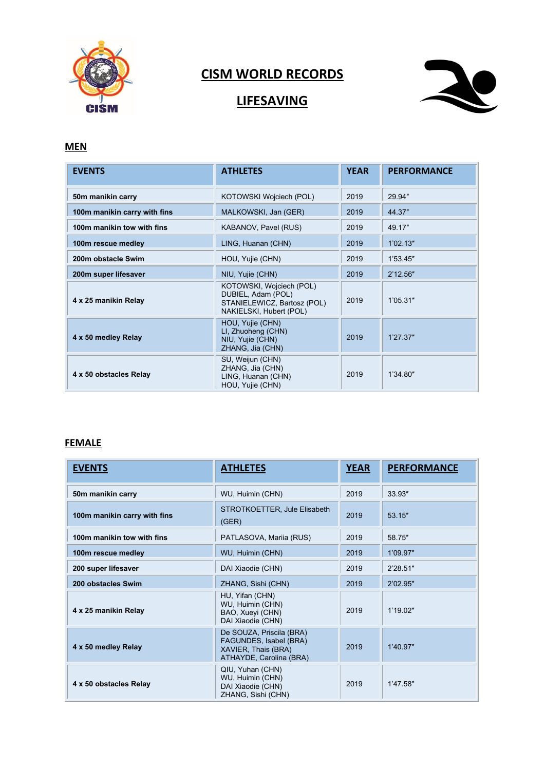# CISM WORLD RECORDS

# LIFESAVING

## MEN

| EVENTS | ATHLETES | YEAR | PERFORMANCE |
|---|---|---|---|
| 50m manikin carry | KOTOWSKI Wojciech (POL) | 2019 | 29.94″ |
| 100m manikin carry with fins | MALKOWSKI, Jan (GER) | 2019 | 44.37″ |
| 100m manikin tow with fins | KABANOV, Pavel (RUS) | 2019 | 49.17″ |
| 100m rescue medley | LING, Huanan (CHN) | 2019 | 1′02.13″ |
| 200m obstacle Swim | HOU, Yujie (CHN) | 2019 | 1′53.45″ |
| 200m super lifesaver | NIU, Yujie (CHN) | 2019 | 2′12.56″ |
| 4 x 25 manikin Relay | KOTOWSKI, Wojciech (POL)<br>DUBIEL, Adam (POL)<br>STANIELEWICZ, Bartosz (POL)<br>NAKIELSKI, Hubert (POL) | 2019 | 1′05.31″ |
| 4 x 50 medley Relay | HOU, Yujie (CHN)<br>LI, Zhuoheng (CHN)<br>NIU, Yujie (CHN)<br>ZHANG, Jia (CHN) | 2019 | 1′27.37″ |
| 4 x 50 obstacles Relay | SU, Weijun (CHN)<br>ZHANG, Jia (CHN)<br>LING, Huanan (CHN)<br>HOU, Yujie (CHN) | 2019 | 1′34.80″ |

## FEMALE

| EVENTS | ATHLETES | YEAR | PERFORMANCE |
|---|---|---|---|
| 50m manikin carry | WU, Huimin (CHN) | 2019 | 33.93″ |
| 100m manikin carry with fins | STROTKOETTER, Jule Elisabeth (GER) | 2019 | 53.15″ |
| 100m manikin tow with fins | PATLASOVA, Mariia (RUS) | 2019 | 58.75″ |
| 100m rescue medley | WU, Huimin (CHN) | 2019 | 1′09.97″ |
| 200 super lifesaver | DAI Xiaodie (CHN) | 2019 | 2′28.51″ |
| 200 obstacles Swim | ZHANG, Sishi (CHN) | 2019 | 2′02.95″ |
| 4 x 25 manikin Relay | HU, Yifan (CHN)<br>WU, Huimin (CHN)<br>BAO, Xueyi (CHN)<br>DAI Xiaodie (CHN) | 2019 | 1′19.02″ |
| 4 x 50 medley Relay | De SOUZA, Priscila (BRA)<br>FAGUNDES, Isabel (BRA)<br>XAVIER, Thais (BRA)<br>ATHAYDE, Carolina (BRA) | 2019 | 1′40.97″ |
| 4 x 50 obstacles Relay | QIU, Yuhan (CHN)<br>WU, Huimin (CHN)<br>DAI Xiaodie (CHN)<br>ZHANG, Sishi (CHN) | 2019 | 1′47.58″ |